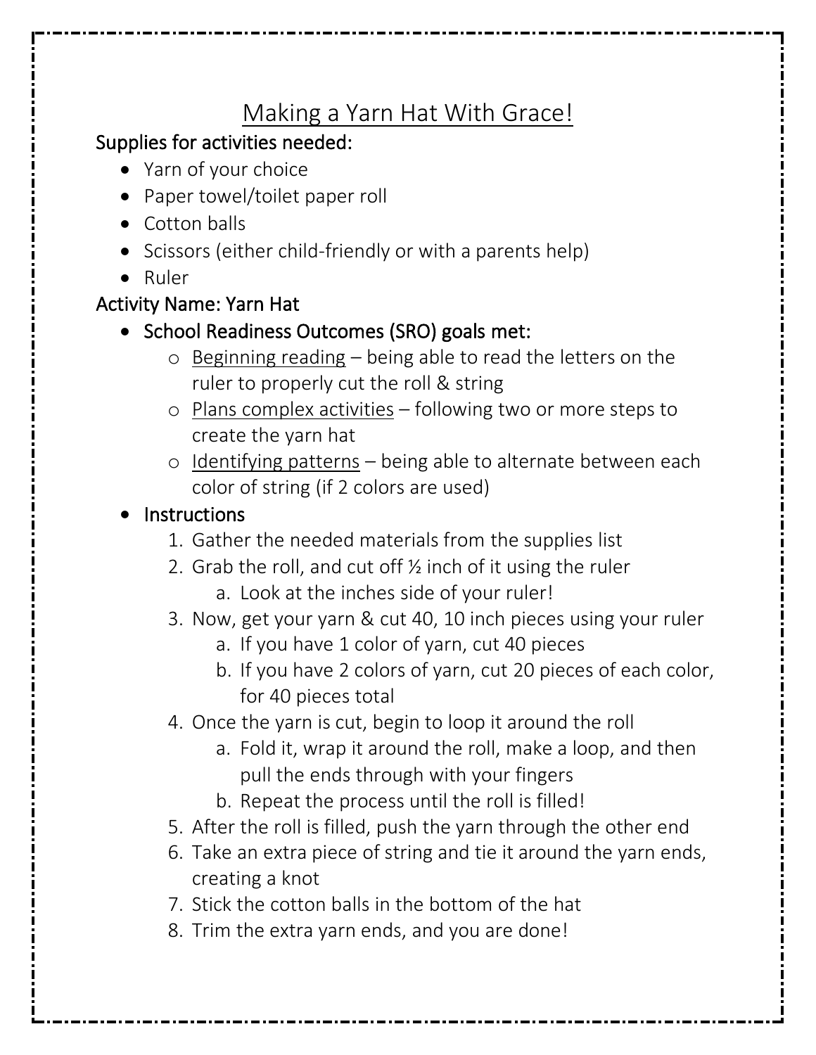# <u>Making a Yarn Hat With Grace!</u>

## Supplies for activities needed:

- Yarn of your choice
- Paper towel/toilet paper roll
- Cotton balls
- Scissors (either child-friendly or with a parents help)
- Ruler

## Activity Name: Yarn Hat

- School Readiness Outcomes (SRO) goals met:
    - <u>Beginning reading</u> – being able to read the letters on the ruler to properly cut the roll & string
    - <u>Plans complex activities</u> – following two or more steps to create the yarn hat
    - <u>Identifying patterns</u> – being able to alternate between each color of string (if 2 colors are used)
- Instructions
    1. Gather the needed materials from the supplies list
    2. Grab the roll, and cut off ½ inch of it using the ruler
        a. Look at the inches side of your ruler!
    3. Now, get your yarn & cut 40, 10 inch pieces using your ruler
        a. If you have 1 color of yarn, cut 40 pieces
        b. If you have 2 colors of yarn, cut 20 pieces of each color, for 40 pieces total
    4. Once the yarn is cut, begin to loop it around the roll
        a. Fold it, wrap it around the roll, make a loop, and then pull the ends through with your fingers
        b. Repeat the process until the roll is filled!
    5. After the roll is filled, push the yarn through the other end
    6. Take an extra piece of string and tie it around the yarn ends, creating a knot
    7. Stick the cotton balls in the bottom of the hat
    8. Trim the extra yarn ends, and you are done!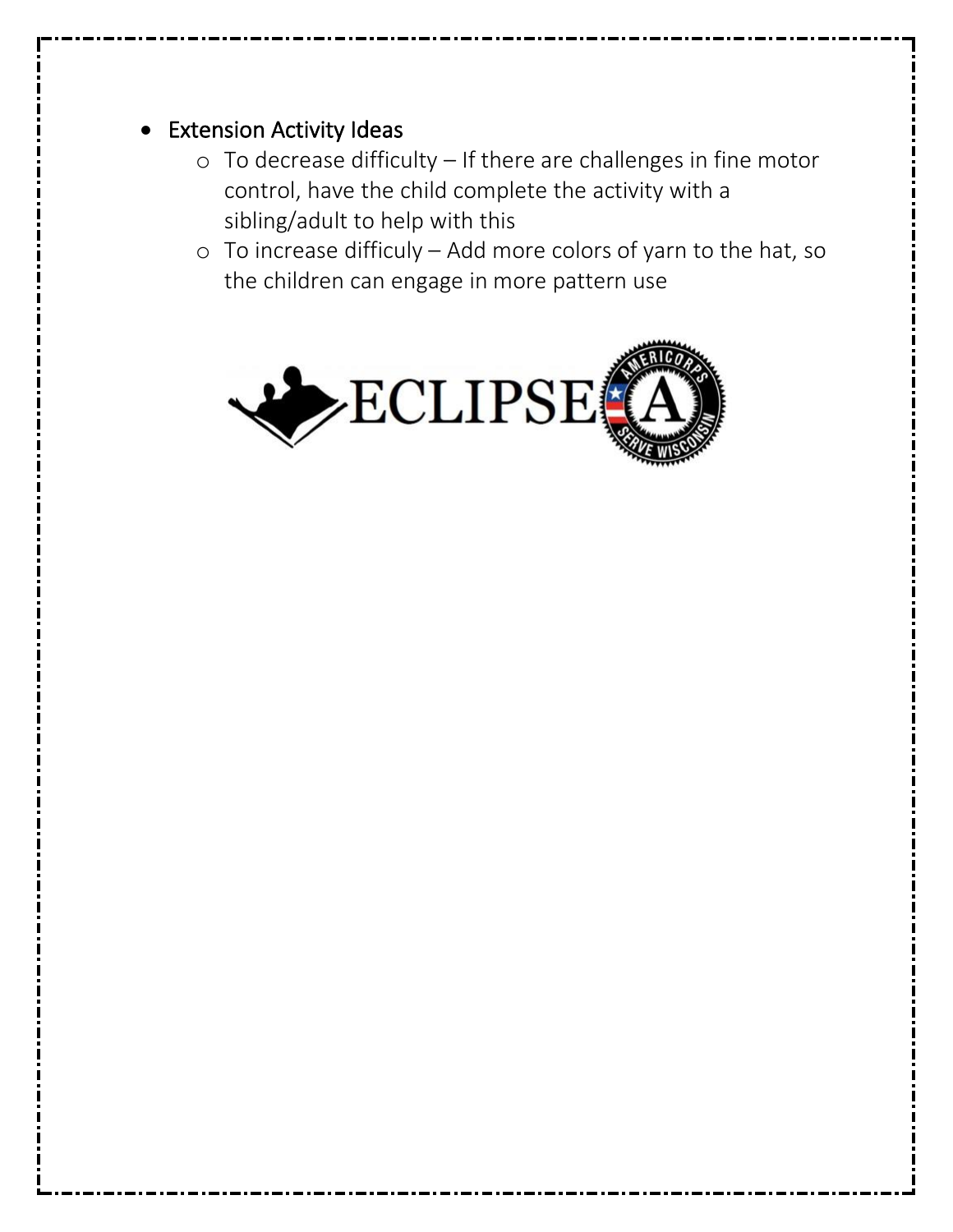- Extension Activity Ideas
  - To decrease difficulty – If there are challenges in fine motor control, have the child complete the activity with a sibling/adult to help with this
  - To increase difficuly – Add more colors of yarn to the hat, so the children can engage in more pattern use